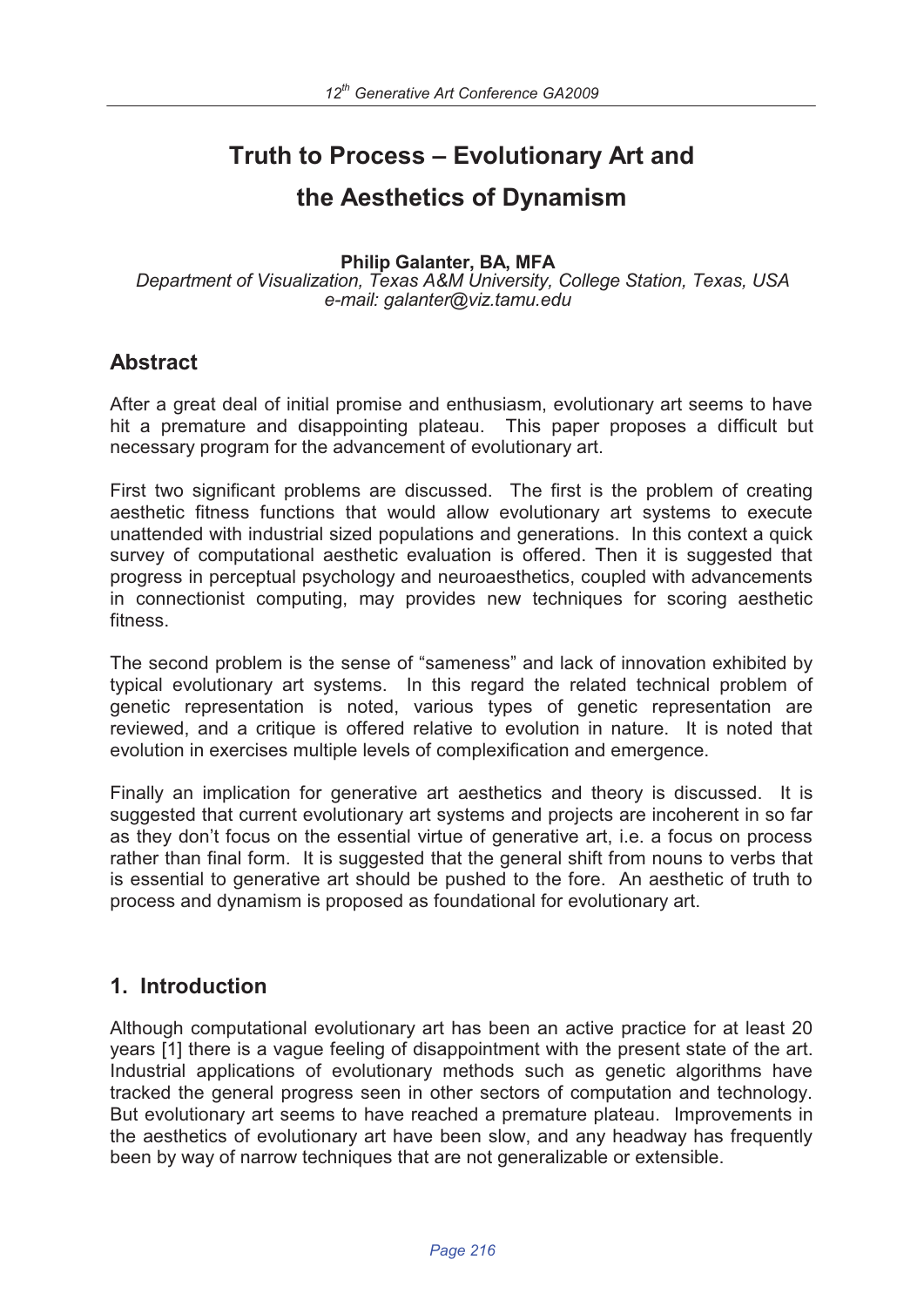# Truth to Process – Evolutionary Art and the Aesthetics of Dynamism

**Philip Galanter, BA, MFA**
*Department of Visualization, Texas A&M University, College Station, Texas, USA*
*e-mail: galanter@viz.tamu.edu*

## Abstract

After a great deal of initial promise and enthusiasm, evolutionary art seems to have hit a premature and disappointing plateau. This paper proposes a difficult but necessary program for the advancement of evolutionary art.

First two significant problems are discussed. The first is the problem of creating aesthetic fitness functions that would allow evolutionary art systems to execute unattended with industrial sized populations and generations. In this context a quick survey of computational aesthetic evaluation is offered. Then it is suggested that progress in perceptual psychology and neuroaesthetics, coupled with advancements in connectionist computing, may provides new techniques for scoring aesthetic fitness.

The second problem is the sense of "sameness" and lack of innovation exhibited by typical evolutionary art systems. In this regard the related technical problem of genetic representation is noted, various types of genetic representation are reviewed, and a critique is offered relative to evolution in nature. It is noted that evolution in exercises multiple levels of complexification and emergence.

Finally an implication for generative art aesthetics and theory is discussed. It is suggested that current evolutionary art systems and projects are incoherent in so far as they don't focus on the essential virtue of generative art, i.e. a focus on process rather than final form. It is suggested that the general shift from nouns to verbs that is essential to generative art should be pushed to the fore. An aesthetic of truth to process and dynamism is proposed as foundational for evolutionary art.

## 1. Introduction

Although computational evolutionary art has been an active practice for at least 20 years [1] there is a vague feeling of disappointment with the present state of the art. Industrial applications of evolutionary methods such as genetic algorithms have tracked the general progress seen in other sectors of computation and technology. But evolutionary art seems to have reached a premature plateau. Improvements in the aesthetics of evolutionary art have been slow, and any headway has frequently been by way of narrow techniques that are not generalizable or extensible.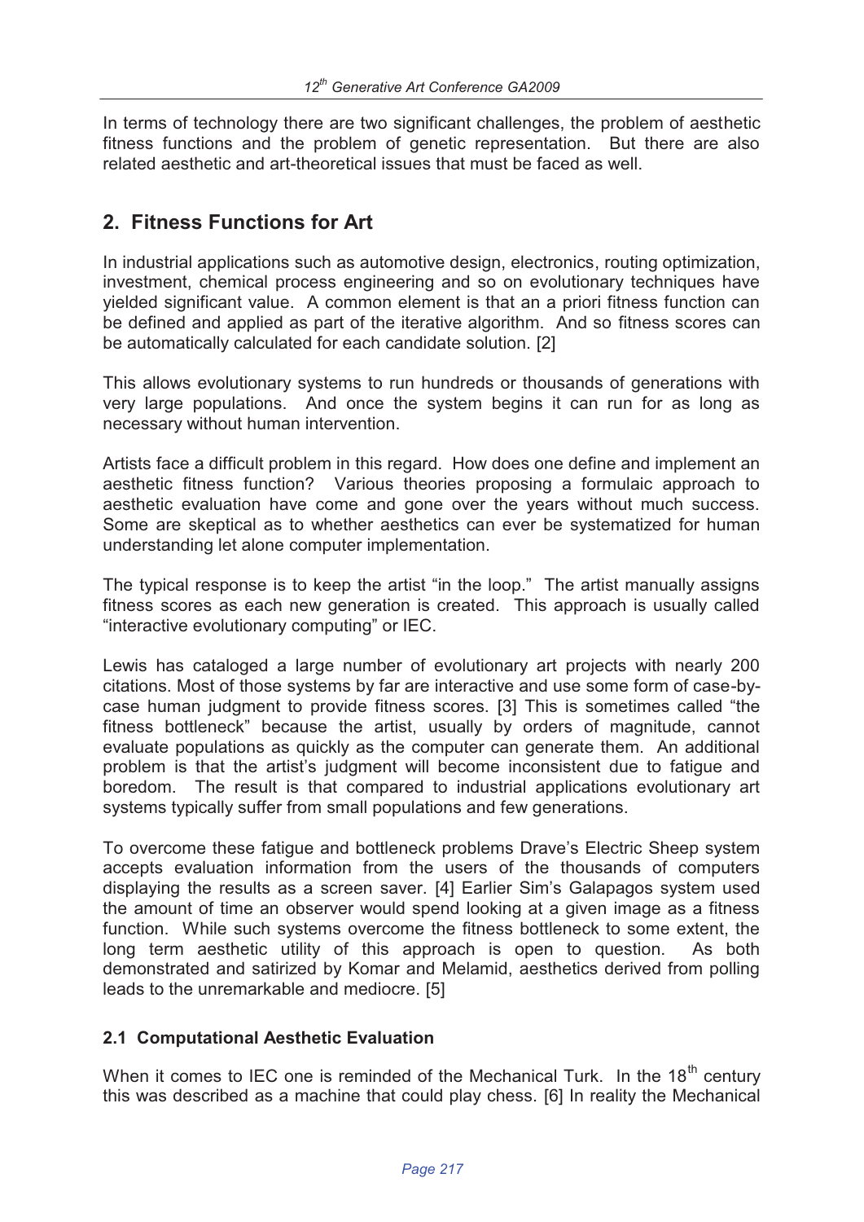In terms of technology there are two significant challenges, the problem of aesthetic fitness functions and the problem of genetic representation. But there are also related aesthetic and art-theoretical issues that must be faced as well.

## 2. Fitness Functions for Art

In industrial applications such as automotive design, electronics, routing optimization, investment, chemical process engineering and so on evolutionary techniques have yielded significant value. A common element is that an a priori fitness function can be defined and applied as part of the iterative algorithm. And so fitness scores can be automatically calculated for each candidate solution. [2]

This allows evolutionary systems to run hundreds or thousands of generations with very large populations. And once the system begins it can run for as long as necessary without human intervention.

Artists face a difficult problem in this regard. How does one define and implement an aesthetic fitness function? Various theories proposing a formulaic approach to aesthetic evaluation have come and gone over the years without much success. Some are skeptical as to whether aesthetics can ever be systematized for human understanding let alone computer implementation.

The typical response is to keep the artist "in the loop." The artist manually assigns fitness scores as each new generation is created. This approach is usually called "interactive evolutionary computing" or IEC.

Lewis has cataloged a large number of evolutionary art projects with nearly 200 citations. Most of those systems by far are interactive and use some form of case-by-case human judgment to provide fitness scores. [3] This is sometimes called "the fitness bottleneck" because the artist, usually by orders of magnitude, cannot evaluate populations as quickly as the computer can generate them. An additional problem is that the artist's judgment will become inconsistent due to fatigue and boredom. The result is that compared to industrial applications evolutionary art systems typically suffer from small populations and few generations.

To overcome these fatigue and bottleneck problems Drave's Electric Sheep system accepts evaluation information from the users of the thousands of computers displaying the results as a screen saver. [4] Earlier Sim's Galapagos system used the amount of time an observer would spend looking at a given image as a fitness function. While such systems overcome the fitness bottleneck to some extent, the long term aesthetic utility of this approach is open to question. As both demonstrated and satirized by Komar and Melamid, aesthetics derived from polling leads to the unremarkable and mediocre. [5]

### 2.1 Computational Aesthetic Evaluation

When it comes to IEC one is reminded of the Mechanical Turk. In the 18th century this was described as a machine that could play chess. [6] In reality the Mechanical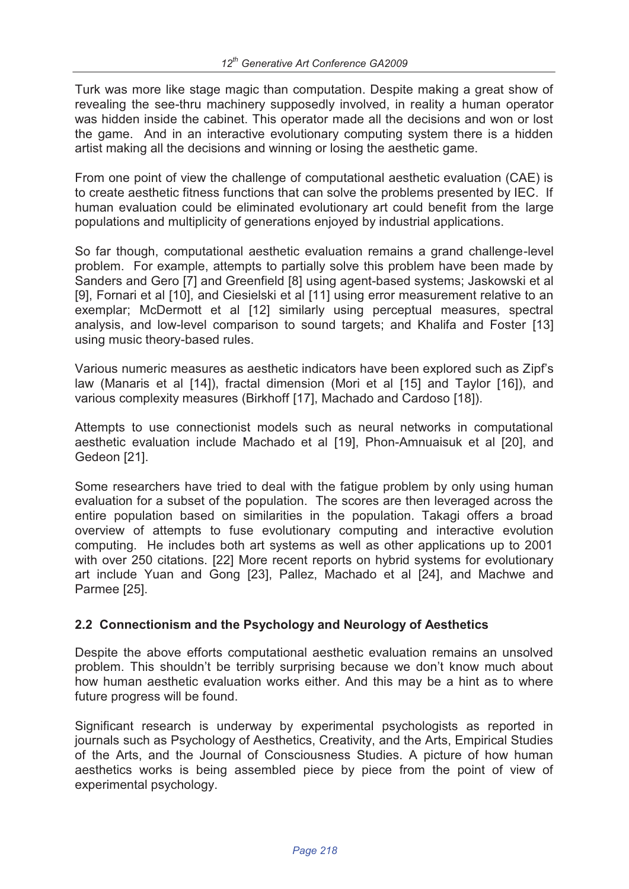Turk was more like stage magic than computation. Despite making a great show of revealing the see-thru machinery supposedly involved, in reality a human operator was hidden inside the cabinet. This operator made all the decisions and won or lost the game. And in an interactive evolutionary computing system there is a hidden artist making all the decisions and winning or losing the aesthetic game.

From one point of view the challenge of computational aesthetic evaluation (CAE) is to create aesthetic fitness functions that can solve the problems presented by IEC. If human evaluation could be eliminated evolutionary art could benefit from the large populations and multiplicity of generations enjoyed by industrial applications.

So far though, computational aesthetic evaluation remains a grand challenge-level problem. For example, attempts to partially solve this problem have been made by Sanders and Gero [7] and Greenfield [8] using agent-based systems; Jaskowski et al [9], Fornari et al [10], and Ciesielski et al [11] using error measurement relative to an exemplar; McDermott et al [12] similarly using perceptual measures, spectral analysis, and low-level comparison to sound targets; and Khalifa and Foster [13] using music theory-based rules.

Various numeric measures as aesthetic indicators have been explored such as Zipf's law (Manaris et al [14]), fractal dimension (Mori et al [15] and Taylor [16]), and various complexity measures (Birkhoff [17], Machado and Cardoso [18]).

Attempts to use connectionist models such as neural networks in computational aesthetic evaluation include Machado et al [19], Phon-Amnuaisuk et al [20], and Gedeon [21].

Some researchers have tried to deal with the fatigue problem by only using human evaluation for a subset of the population. The scores are then leveraged across the entire population based on similarities in the population. Takagi offers a broad overview of attempts to fuse evolutionary computing and interactive evolution computing. He includes both art systems as well as other applications up to 2001 with over 250 citations. [22] More recent reports on hybrid systems for evolutionary art include Yuan and Gong [23], Pallez, Machado et al [24], and Machwe and Parmee [25].

## 2.2 Connectionism and the Psychology and Neurology of Aesthetics

Despite the above efforts computational aesthetic evaluation remains an unsolved problem. This shouldn't be terribly surprising because we don't know much about how human aesthetic evaluation works either. And this may be a hint as to where future progress will be found.

Significant research is underway by experimental psychologists as reported in journals such as Psychology of Aesthetics, Creativity, and the Arts, Empirical Studies of the Arts, and the Journal of Consciousness Studies. A picture of how human aesthetics works is being assembled piece by piece from the point of view of experimental psychology.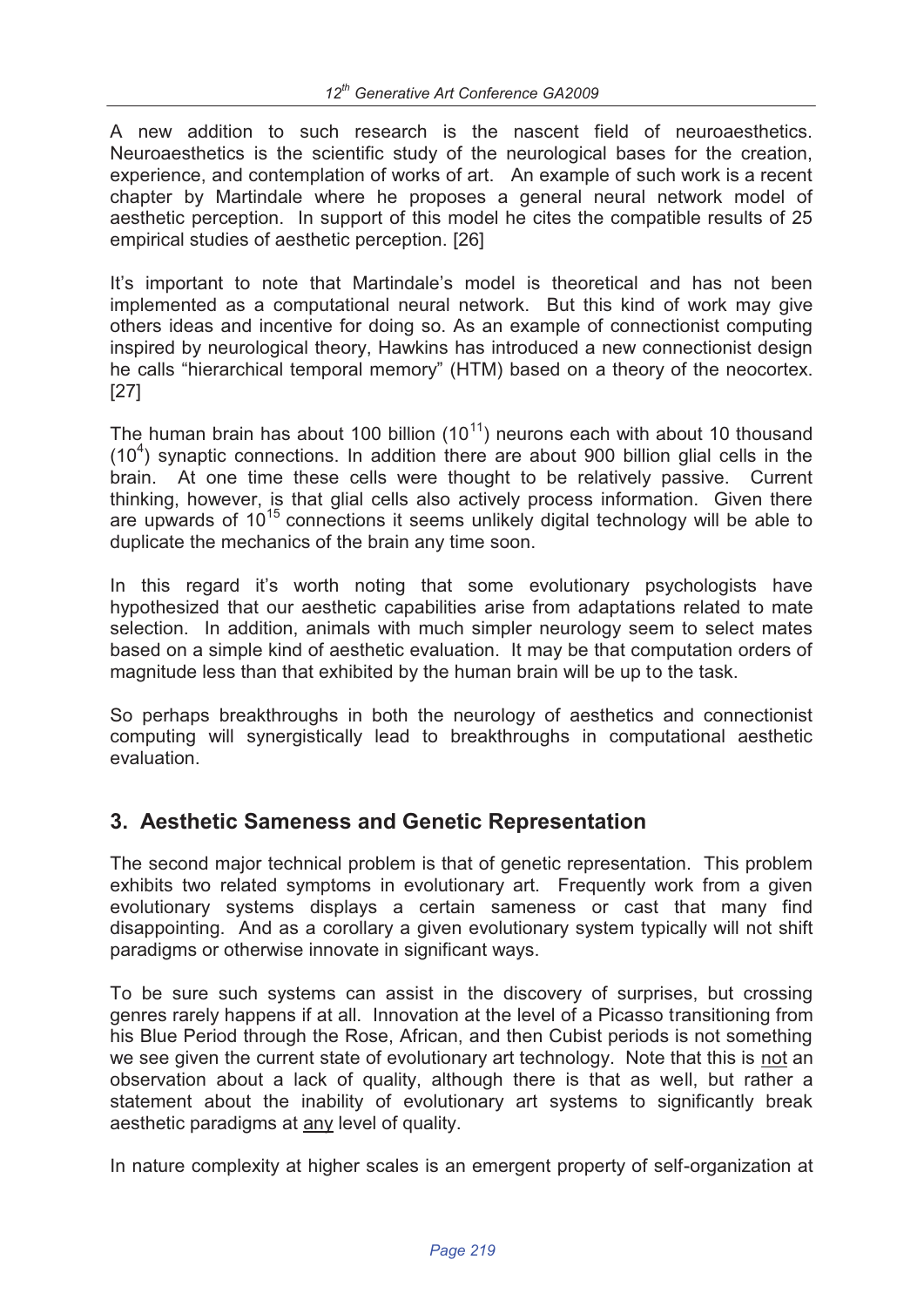A new addition to such research is the nascent field of neuroaesthetics. Neuroaesthetics is the scientific study of the neurological bases for the creation, experience, and contemplation of works of art. An example of such work is a recent chapter by Martindale where he proposes a general neural network model of aesthetic perception. In support of this model he cites the compatible results of 25 empirical studies of aesthetic perception. [26]

It's important to note that Martindale's model is theoretical and has not been implemented as a computational neural network. But this kind of work may give others ideas and incentive for doing so. As an example of connectionist computing inspired by neurological theory, Hawkins has introduced a new connectionist design he calls "hierarchical temporal memory" (HTM) based on a theory of the neocortex. [27]

The human brain has about 100 billion ($10^{11}$) neurons each with about 10 thousand ($10^{4}$) synaptic connections. In addition there are about 900 billion glial cells in the brain. At one time these cells were thought to be relatively passive. Current thinking, however, is that glial cells also actively process information. Given there are upwards of $10^{15}$ connections it seems unlikely digital technology will be able to duplicate the mechanics of the brain any time soon.

In this regard it's worth noting that some evolutionary psychologists have hypothesized that our aesthetic capabilities arise from adaptations related to mate selection. In addition, animals with much simpler neurology seem to select mates based on a simple kind of aesthetic evaluation. It may be that computation orders of magnitude less than that exhibited by the human brain will be up to the task.

So perhaps breakthroughs in both the neurology of aesthetics and connectionist computing will synergistically lead to breakthroughs in computational aesthetic evaluation.

## 3. Aesthetic Sameness and Genetic Representation

The second major technical problem is that of genetic representation. This problem exhibits two related symptoms in evolutionary art. Frequently work from a given evolutionary systems displays a certain sameness or cast that many find disappointing. And as a corollary a given evolutionary system typically will not shift paradigms or otherwise innovate in significant ways.

To be sure such systems can assist in the discovery of surprises, but crossing genres rarely happens if at all. Innovation at the level of a Picasso transitioning from his Blue Period through the Rose, African, and then Cubist periods is not something we see given the current state of evolutionary art technology. Note that this is <u>not</u> an observation about a lack of quality, although there is that as well, but rather a statement about the inability of evolutionary art systems to significantly break aesthetic paradigms at <u>any</u> level of quality.

In nature complexity at higher scales is an emergent property of self-organization at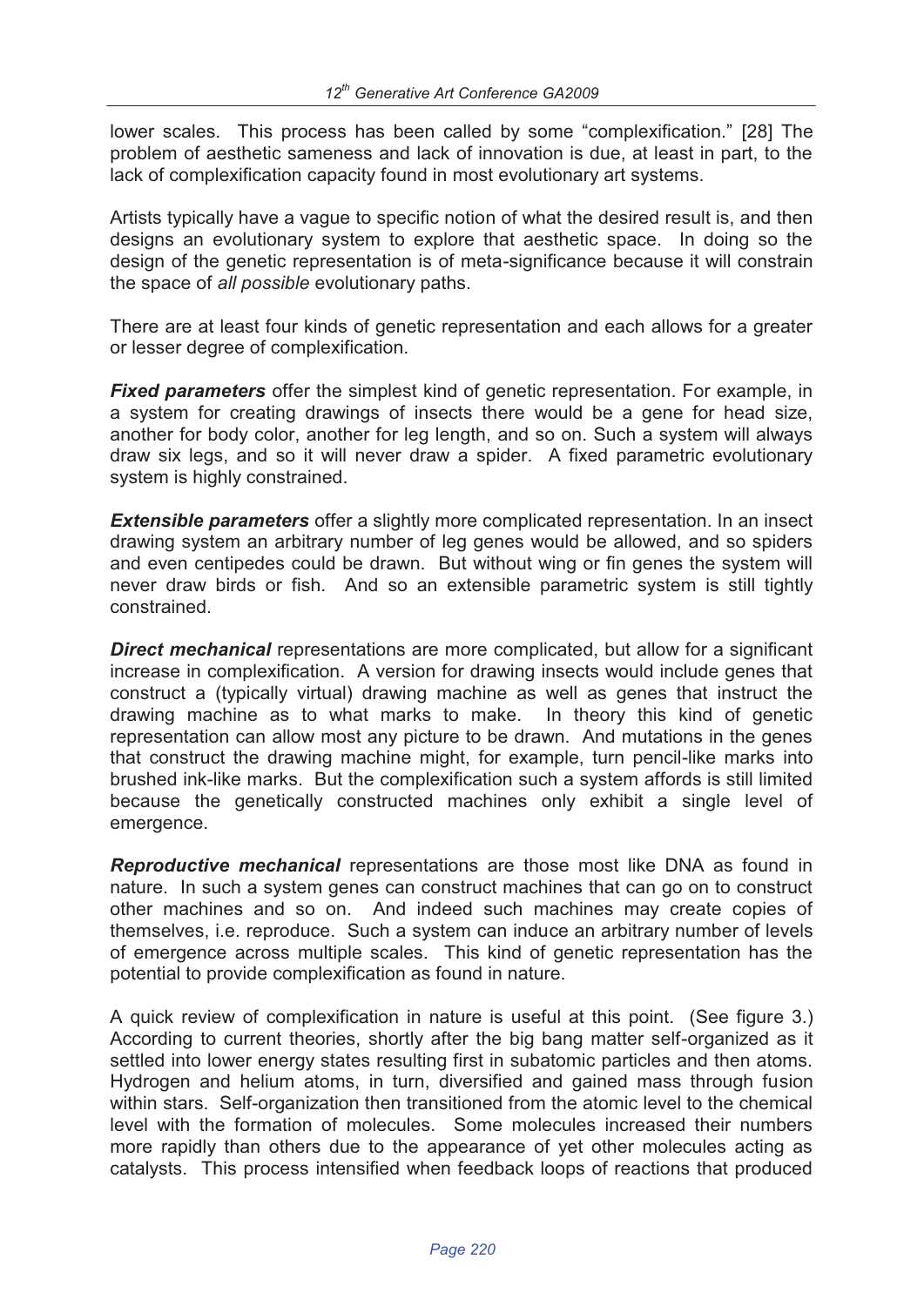lower scales. This process has been called by some "complexification." [28] The problem of aesthetic sameness and lack of innovation is due, at least in part, to the lack of complexification capacity found in most evolutionary art systems.

Artists typically have a vague to specific notion of what the desired result is, and then designs an evolutionary system to explore that aesthetic space. In doing so the design of the genetic representation is of meta-significance because it will constrain the space of *all possible* evolutionary paths.

There are at least four kinds of genetic representation and each allows for a greater or lesser degree of complexification.

***Fixed parameters*** offer the simplest kind of genetic representation. For example, in a system for creating drawings of insects there would be a gene for head size, another for body color, another for leg length, and so on. Such a system will always draw six legs, and so it will never draw a spider. A fixed parametric evolutionary system is highly constrained.

***Extensible parameters*** offer a slightly more complicated representation. In an insect drawing system an arbitrary number of leg genes would be allowed, and so spiders and even centipedes could be drawn. But without wing or fin genes the system will never draw birds or fish. And so an extensible parametric system is still tightly constrained.

***Direct mechanical*** representations are more complicated, but allow for a significant increase in complexification. A version for drawing insects would include genes that construct a (typically virtual) drawing machine as well as genes that instruct the drawing machine as to what marks to make. In theory this kind of genetic representation can allow most any picture to be drawn. And mutations in the genes that construct the drawing machine might, for example, turn pencil-like marks into brushed ink-like marks. But the complexification such a system affords is still limited because the genetically constructed machines only exhibit a single level of emergence.

***Reproductive mechanical*** representations are those most like DNA as found in nature. In such a system genes can construct machines that can go on to construct other machines and so on. And indeed such machines may create copies of themselves, i.e. reproduce. Such a system can induce an arbitrary number of levels of emergence across multiple scales. This kind of genetic representation has the potential to provide complexification as found in nature.

A quick review of complexification in nature is useful at this point. (See figure 3.) According to current theories, shortly after the big bang matter self-organized as it settled into lower energy states resulting first in subatomic particles and then atoms. Hydrogen and helium atoms, in turn, diversified and gained mass through fusion within stars. Self-organization then transitioned from the atomic level to the chemical level with the formation of molecules. Some molecules increased their numbers more rapidly than others due to the appearance of yet other molecules acting as catalysts. This process intensified when feedback loops of reactions that produced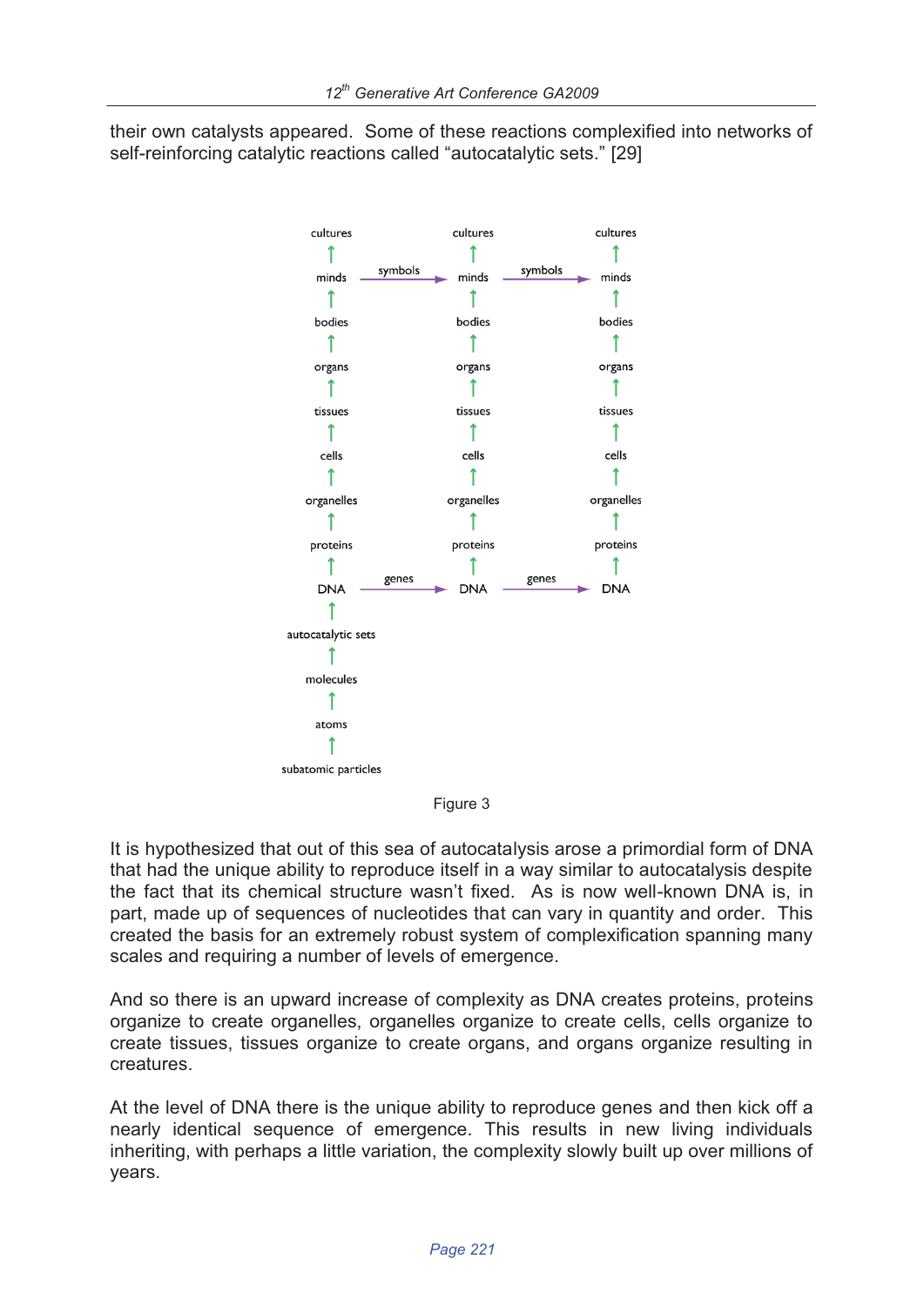their own catalysts appeared. Some of these reactions complexified into networks of self-reinforcing catalytic reactions called "autocatalytic sets." [29]

```
cultures                       cultures                       cultures
   ↑                              ↑                              ↑
minds      ——symbols——→        minds      ——symbols——→        minds
   ↑                              ↑                              ↑
bodies                         bodies                         bodies
   ↑                              ↑                              ↑
organs                         organs                         organs
   ↑                              ↑                              ↑
tissues                        tissues                        tissues
   ↑                              ↑                              ↑
cells                          cells                          cells
   ↑                              ↑                              ↑
organelles                     organelles                     organelles
   ↑                              ↑                              ↑
proteins                       proteins                       proteins
   ↑                              ↑                              ↑
DNA        ——genes——→          DNA        ——genes——→          DNA
   ↑
autocatalytic sets
   ↑
molecules
   ↑
atoms
   ↑
subatomic particles
```

Figure 3

It is hypothesized that out of this sea of autocatalysis arose a primordial form of DNA that had the unique ability to reproduce itself in a way similar to autocatalysis despite the fact that its chemical structure wasn't fixed. As is now well-known DNA is, in part, made up of sequences of nucleotides that can vary in quantity and order. This created the basis for an extremely robust system of complexification spanning many scales and requiring a number of levels of emergence.

And so there is an upward increase of complexity as DNA creates proteins, proteins organize to create organelles, organelles organize to create cells, cells organize to create tissues, tissues organize to create organs, and organs organize resulting in creatures.

At the level of DNA there is the unique ability to reproduce genes and then kick off a nearly identical sequence of emergence. This results in new living individuals inheriting, with perhaps a little variation, the complexity slowly built up over millions of years.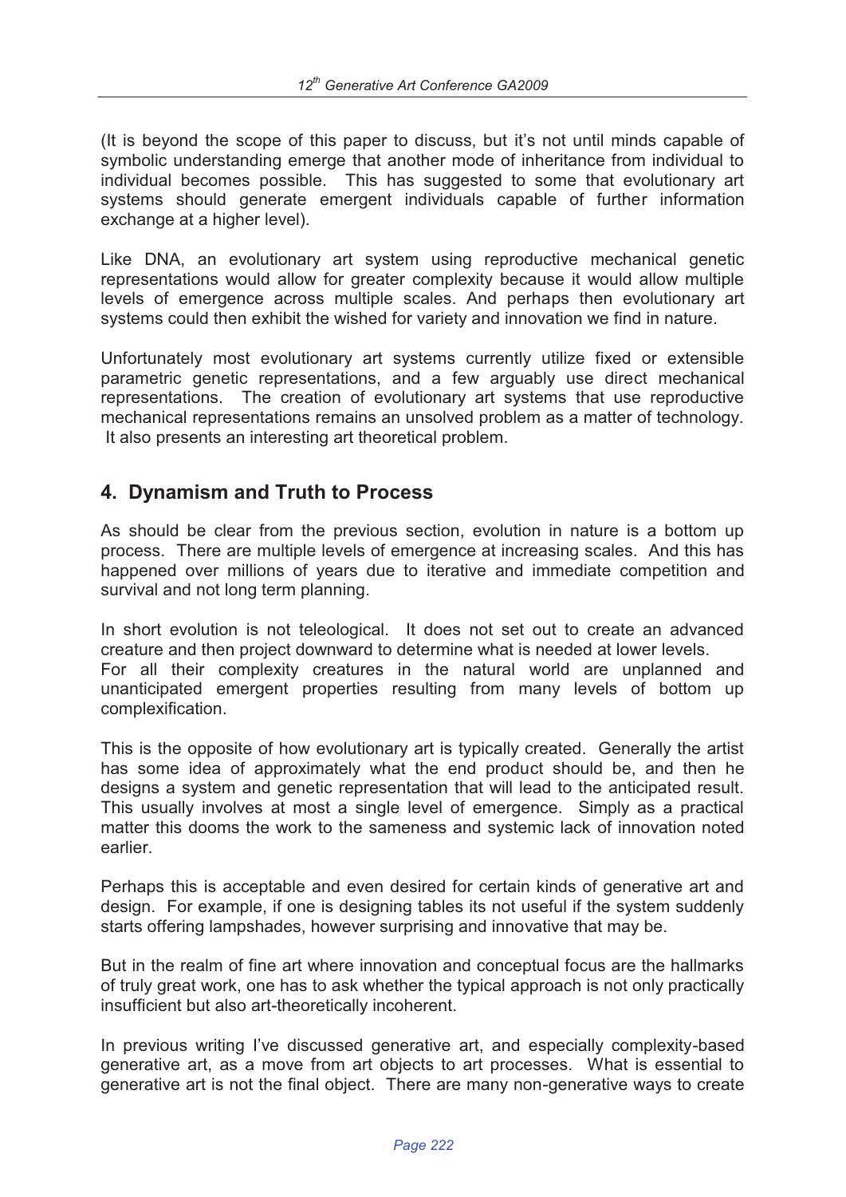(It is beyond the scope of this paper to discuss, but it's not until minds capable of symbolic understanding emerge that another mode of inheritance from individual to individual becomes possible. This has suggested to some that evolutionary art systems should generate emergent individuals capable of further information exchange at a higher level).

Like DNA, an evolutionary art system using reproductive mechanical genetic representations would allow for greater complexity because it would allow multiple levels of emergence across multiple scales. And perhaps then evolutionary art systems could then exhibit the wished for variety and innovation we find in nature.

Unfortunately most evolutionary art systems currently utilize fixed or extensible parametric genetic representations, and a few arguably use direct mechanical representations. The creation of evolutionary art systems that use reproductive mechanical representations remains an unsolved problem as a matter of technology. It also presents an interesting art theoretical problem.

## 4. Dynamism and Truth to Process

As should be clear from the previous section, evolution in nature is a bottom up process. There are multiple levels of emergence at increasing scales. And this has happened over millions of years due to iterative and immediate competition and survival and not long term planning.

In short evolution is not teleological. It does not set out to create an advanced creature and then project downward to determine what is needed at lower levels. For all their complexity creatures in the natural world are unplanned and unanticipated emergent properties resulting from many levels of bottom up complexification.

This is the opposite of how evolutionary art is typically created. Generally the artist has some idea of approximately what the end product should be, and then he designs a system and genetic representation that will lead to the anticipated result. This usually involves at most a single level of emergence. Simply as a practical matter this dooms the work to the sameness and systemic lack of innovation noted earlier.

Perhaps this is acceptable and even desired for certain kinds of generative art and design. For example, if one is designing tables its not useful if the system suddenly starts offering lampshades, however surprising and innovative that may be.

But in the realm of fine art where innovation and conceptual focus are the hallmarks of truly great work, one has to ask whether the typical approach is not only practically insufficient but also art-theoretically incoherent.

In previous writing I've discussed generative art, and especially complexity-based generative art, as a move from art objects to art processes. What is essential to generative art is not the final object. There are many non-generative ways to create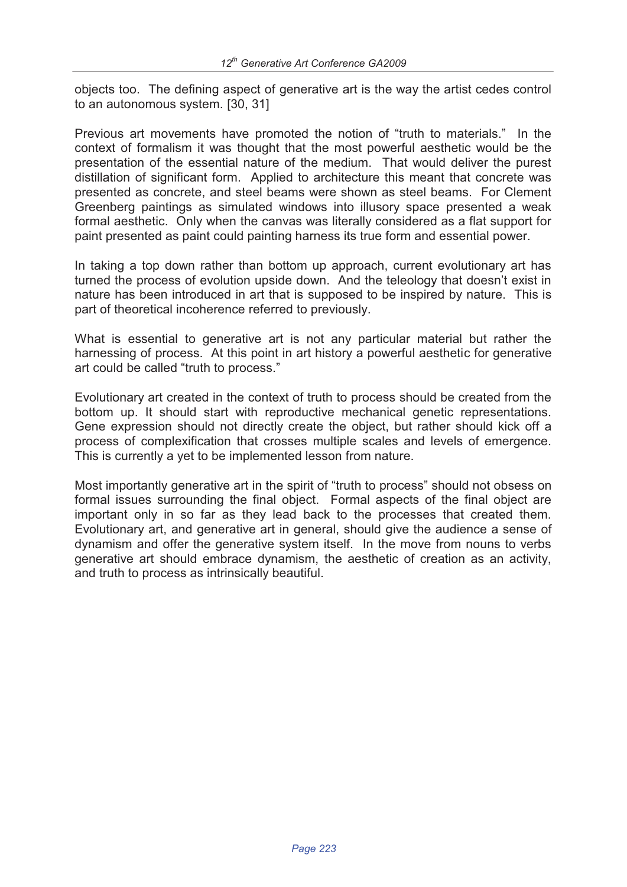objects too. The defining aspect of generative art is the way the artist cedes control to an autonomous system. [30, 31]

Previous art movements have promoted the notion of "truth to materials." In the context of formalism it was thought that the most powerful aesthetic would be the presentation of the essential nature of the medium. That would deliver the purest distillation of significant form. Applied to architecture this meant that concrete was presented as concrete, and steel beams were shown as steel beams. For Clement Greenberg paintings as simulated windows into illusory space presented a weak formal aesthetic. Only when the canvas was literally considered as a flat support for paint presented as paint could painting harness its true form and essential power.

In taking a top down rather than bottom up approach, current evolutionary art has turned the process of evolution upside down. And the teleology that doesn't exist in nature has been introduced in art that is supposed to be inspired by nature. This is part of theoretical incoherence referred to previously.

What is essential to generative art is not any particular material but rather the harnessing of process. At this point in art history a powerful aesthetic for generative art could be called "truth to process."

Evolutionary art created in the context of truth to process should be created from the bottom up. It should start with reproductive mechanical genetic representations. Gene expression should not directly create the object, but rather should kick off a process of complexification that crosses multiple scales and levels of emergence. This is currently a yet to be implemented lesson from nature.

Most importantly generative art in the spirit of "truth to process" should not obsess on formal issues surrounding the final object. Formal aspects of the final object are important only in so far as they lead back to the processes that created them. Evolutionary art, and generative art in general, should give the audience a sense of dynamism and offer the generative system itself. In the move from nouns to verbs generative art should embrace dynamism, the aesthetic of creation as an activity, and truth to process as intrinsically beautiful.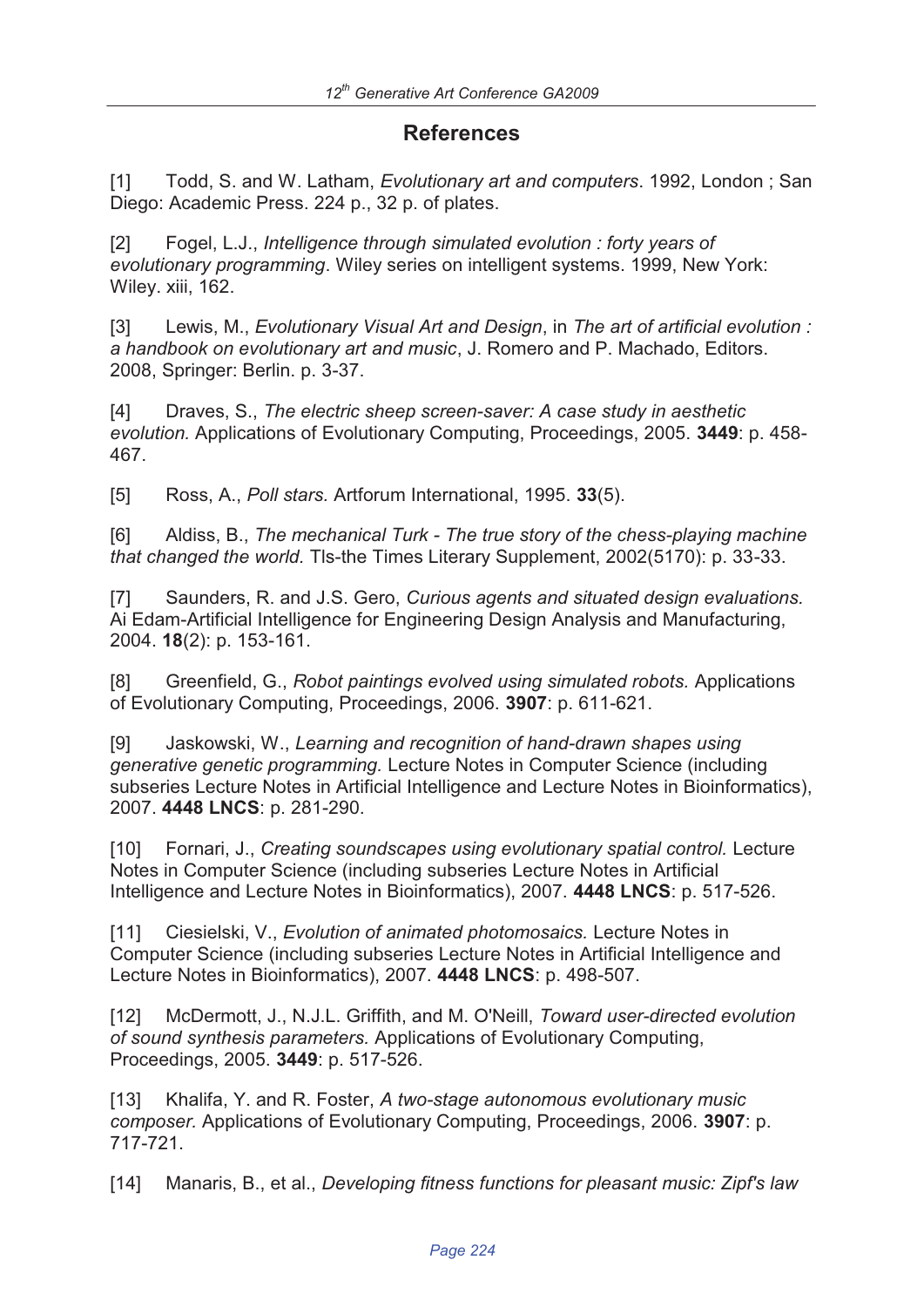## References

[1] Todd, S. and W. Latham, *Evolutionary art and computers*. 1992, London ; San Diego: Academic Press. 224 p., 32 p. of plates.

[2] Fogel, L.J., *Intelligence through simulated evolution : forty years of evolutionary programming*. Wiley series on intelligent systems. 1999, New York: Wiley. xiii, 162.

[3] Lewis, M., *Evolutionary Visual Art and Design*, in *The art of artificial evolution : a handbook on evolutionary art and music*, J. Romero and P. Machado, Editors. 2008, Springer: Berlin. p. 3-37.

[4] Draves, S., *The electric sheep screen-saver: A case study in aesthetic evolution.* Applications of Evolutionary Computing, Proceedings, 2005. **3449**: p. 458-467.

[5] Ross, A., *Poll stars.* Artforum International, 1995. **33**(5).

[6] Aldiss, B., *The mechanical Turk - The true story of the chess-playing machine that changed the world.* Tls-the Times Literary Supplement, 2002(5170): p. 33-33.

[7] Saunders, R. and J.S. Gero, *Curious agents and situated design evaluations.* Ai Edam-Artificial Intelligence for Engineering Design Analysis and Manufacturing, 2004. **18**(2): p. 153-161.

[8] Greenfield, G., *Robot paintings evolved using simulated robots.* Applications of Evolutionary Computing, Proceedings, 2006. **3907**: p. 611-621.

[9] Jaskowski, W., *Learning and recognition of hand-drawn shapes using generative genetic programming.* Lecture Notes in Computer Science (including subseries Lecture Notes in Artificial Intelligence and Lecture Notes in Bioinformatics), 2007. **4448 LNCS**: p. 281-290.

[10] Fornari, J., *Creating soundscapes using evolutionary spatial control.* Lecture Notes in Computer Science (including subseries Lecture Notes in Artificial Intelligence and Lecture Notes in Bioinformatics), 2007. **4448 LNCS**: p. 517-526.

[11] Ciesielski, V., *Evolution of animated photomosaics.* Lecture Notes in Computer Science (including subseries Lecture Notes in Artificial Intelligence and Lecture Notes in Bioinformatics), 2007. **4448 LNCS**: p. 498-507.

[12] McDermott, J., N.J.L. Griffith, and M. O'Neill, *Toward user-directed evolution of sound synthesis parameters.* Applications of Evolutionary Computing, Proceedings, 2005. **3449**: p. 517-526.

[13] Khalifa, Y. and R. Foster, *A two-stage autonomous evolutionary music composer.* Applications of Evolutionary Computing, Proceedings, 2006. **3907**: p. 717-721.

[14] Manaris, B., et al., *Developing fitness functions for pleasant music: Zipf's law*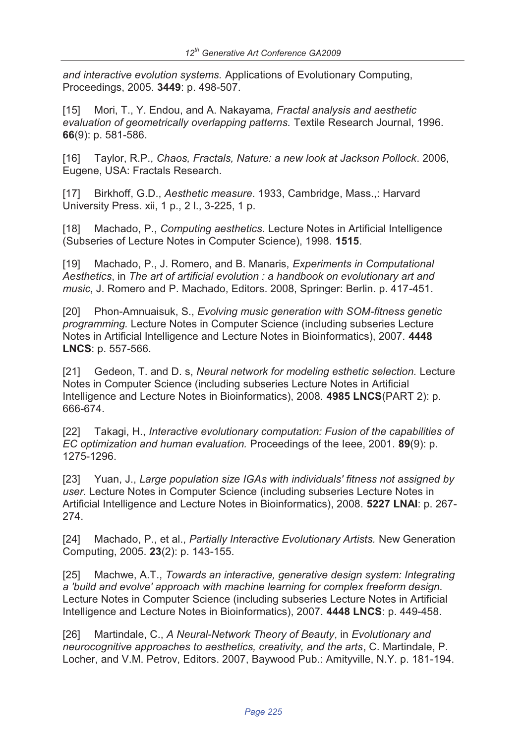*and interactive evolution systems.* Applications of Evolutionary Computing, Proceedings, 2005. **3449**: p. 498-507.

[15] Mori, T., Y. Endou, and A. Nakayama, *Fractal analysis and aesthetic evaluation of geometrically overlapping patterns.* Textile Research Journal, 1996. **66**(9): p. 581-586.

[16] Taylor, R.P., *Chaos, Fractals, Nature: a new look at Jackson Pollock*. 2006, Eugene, USA: Fractals Research.

[17] Birkhoff, G.D., *Aesthetic measure*. 1933, Cambridge, Mass.,: Harvard University Press. xii, 1 p., 2 l., 3-225, 1 p.

[18] Machado, P., *Computing aesthetics.* Lecture Notes in Artificial Intelligence (Subseries of Lecture Notes in Computer Science), 1998. **1515**.

[19] Machado, P., J. Romero, and B. Manaris, *Experiments in Computational Aesthetics*, in *The art of artificial evolution : a handbook on evolutionary art and music*, J. Romero and P. Machado, Editors. 2008, Springer: Berlin. p. 417-451.

[20] Phon-Amnuaisuk, S., *Evolving music generation with SOM-fitness genetic programming.* Lecture Notes in Computer Science (including subseries Lecture Notes in Artificial Intelligence and Lecture Notes in Bioinformatics), 2007. **4448 LNCS**: p. 557-566.

[21] Gedeon, T. and D. s, *Neural network for modeling esthetic selection.* Lecture Notes in Computer Science (including subseries Lecture Notes in Artificial Intelligence and Lecture Notes in Bioinformatics), 2008. **4985 LNCS**(PART 2): p. 666-674.

[22] Takagi, H., *Interactive evolutionary computation: Fusion of the capabilities of EC optimization and human evaluation.* Proceedings of the Ieee, 2001. **89**(9): p. 1275-1296.

[23] Yuan, J., *Large population size IGAs with individuals' fitness not assigned by user.* Lecture Notes in Computer Science (including subseries Lecture Notes in Artificial Intelligence and Lecture Notes in Bioinformatics), 2008. **5227 LNAI**: p. 267-274.

[24] Machado, P., et al., *Partially Interactive Evolutionary Artists.* New Generation Computing, 2005. **23**(2): p. 143-155.

[25] Machwe, A.T., *Towards an interactive, generative design system: Integrating a 'build and evolve' approach with machine learning for complex freeform design.* Lecture Notes in Computer Science (including subseries Lecture Notes in Artificial Intelligence and Lecture Notes in Bioinformatics), 2007. **4448 LNCS**: p. 449-458.

[26] Martindale, C., *A Neural-Network Theory of Beauty*, in *Evolutionary and neurocognitive approaches to aesthetics, creativity, and the arts*, C. Martindale, P. Locher, and V.M. Petrov, Editors. 2007, Baywood Pub.: Amityville, N.Y. p. 181-194.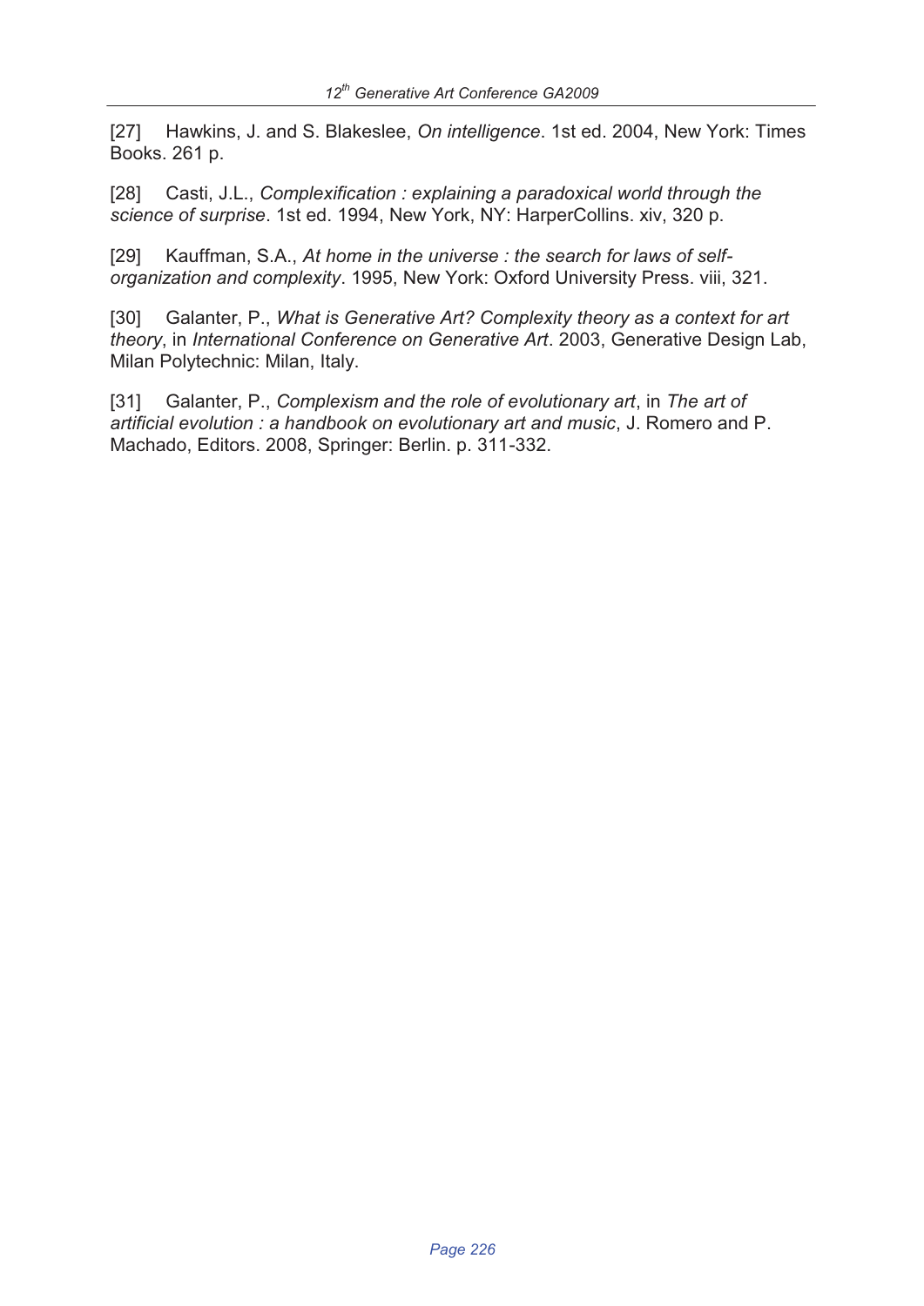[27] Hawkins, J. and S. Blakeslee, *On intelligence*. 1st ed. 2004, New York: Times Books. 261 p.

[28] Casti, J.L., *Complexification : explaining a paradoxical world through the science of surprise*. 1st ed. 1994, New York, NY: HarperCollins. xiv, 320 p.

[29] Kauffman, S.A., *At home in the universe : the search for laws of self-organization and complexity*. 1995, New York: Oxford University Press. viii, 321.

[30] Galanter, P., *What is Generative Art? Complexity theory as a context for art theory*, in *International Conference on Generative Art*. 2003, Generative Design Lab, Milan Polytechnic: Milan, Italy.

[31] Galanter, P., *Complexism and the role of evolutionary art*, in *The art of artificial evolution : a handbook on evolutionary art and music*, J. Romero and P. Machado, Editors. 2008, Springer: Berlin. p. 311-332.